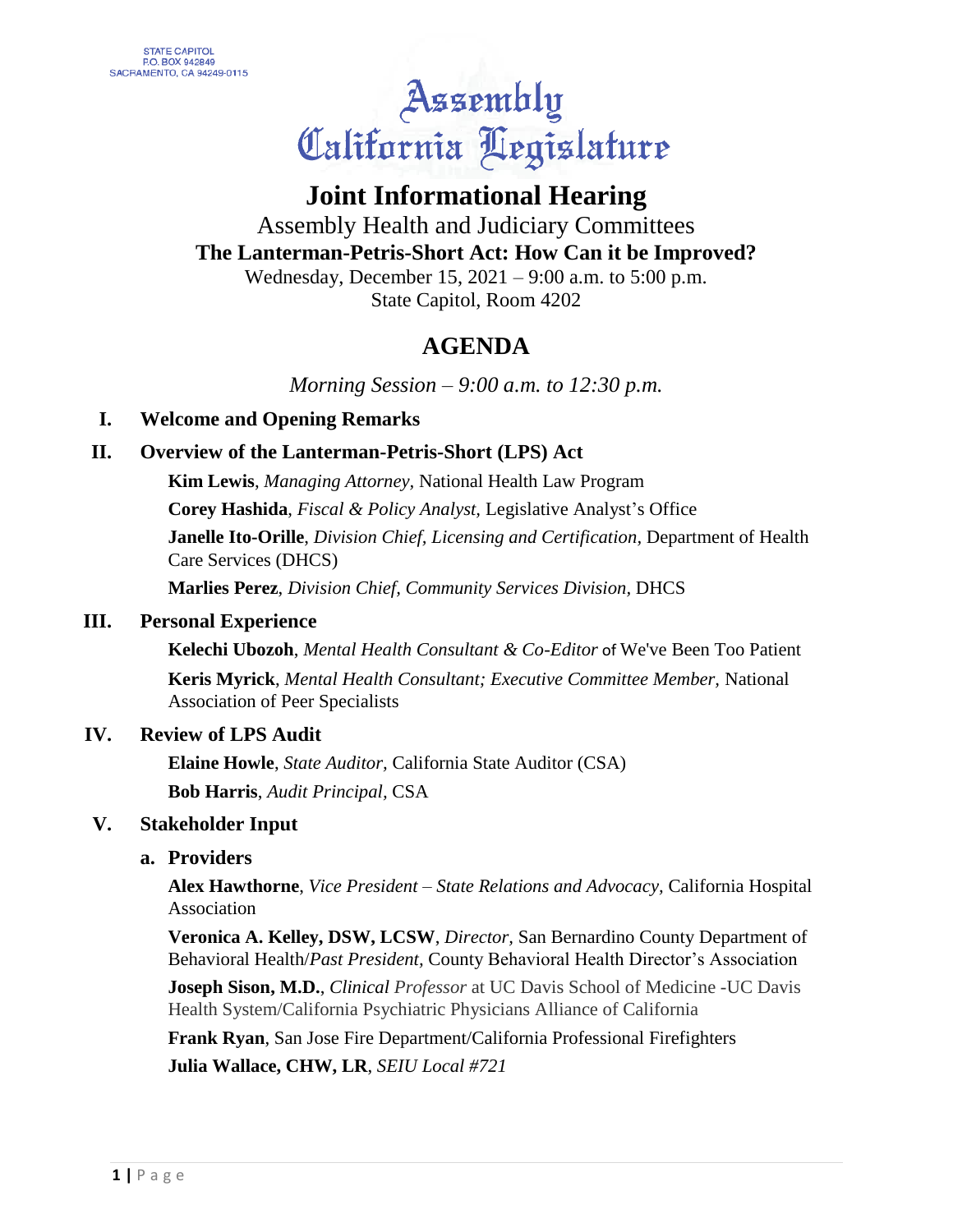STATE CAPITOL
P.O. BOX 942849
SACRAMENTO, CA 94249-0115

Assembly
California Legislature

# Joint Informational Hearing

Assembly Health and Judiciary Committees

**The Lanterman-Petris-Short Act: How Can it be Improved?**

Wednesday, December 15, 2021 – 9:00 a.m. to 5:00 p.m.
State Capitol, Room 4202

## AGENDA

*Morning Session – 9:00 a.m. to 12:30 p.m.*

**I. Welcome and Opening Remarks**

**II. Overview of the Lanterman-Petris-Short (LPS) Act**

**Kim Lewis**, *Managing Attorney,* National Health Law Program

**Corey Hashida**, *Fiscal & Policy Analyst,* Legislative Analyst's Office

**Janelle Ito-Orille**, *Division Chief, Licensing and Certification,* Department of Health Care Services (DHCS)

**Marlies Perez**, *Division Chief, Community Services Division,* DHCS

**III. Personal Experience**

**Kelechi Ubozoh**, *Mental Health Consultant & Co-Editor* of We've Been Too Patient

**Keris Myrick**, *Mental Health Consultant; Executive Committee Member,* National Association of Peer Specialists

**IV. Review of LPS Audit**

**Elaine Howle**, *State Auditor,* California State Auditor (CSA)

**Bob Harris**, *Audit Principal,* CSA

**V. Stakeholder Input**

**a. Providers**

**Alex Hawthorne**, *Vice President – State Relations and Advocacy,* California Hospital Association

**Veronica A. Kelley, DSW, LCSW**, *Director,* San Bernardino County Department of Behavioral Health/*Past President,* County Behavioral Health Director's Association

**Joseph Sison, M.D.**, *Clinical Professor* at UC Davis School of Medicine -UC Davis Health System/California Psychiatric Physicians Alliance of California

**Frank Ryan**, San Jose Fire Department/California Professional Firefighters

**Julia Wallace, CHW, LR**, *SEIU Local #721*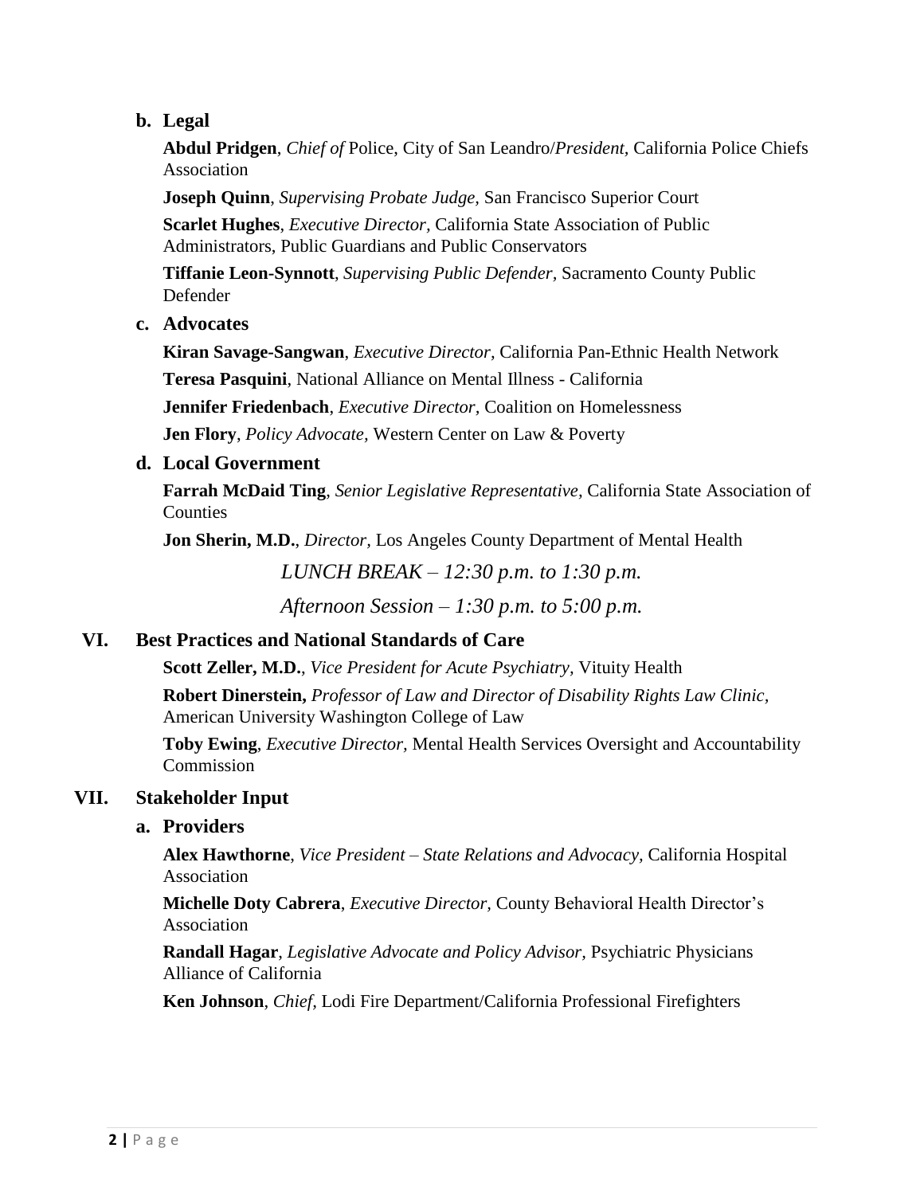### b. Legal

**Abdul Pridgen**, *Chief of* Police, City of San Leandro/*President,* California Police Chiefs Association

**Joseph Quinn**, *Supervising Probate Judge,* San Francisco Superior Court

**Scarlet Hughes**, *Executive Director*, California State Association of Public Administrators, Public Guardians and Public Conservators

**Tiffanie Leon-Synnott**, *Supervising Public Defender,* Sacramento County Public Defender

### c. Advocates

**Kiran Savage-Sangwan**, *Executive Director,* California Pan-Ethnic Health Network

**Teresa Pasquini**, National Alliance on Mental Illness - California

**Jennifer Friedenbach**, *Executive Director,* Coalition on Homelessness

**Jen Flory**, *Policy Advocate,* Western Center on Law & Poverty

### d. Local Government

**Farrah McDaid Ting**, *Senior Legislative Representative,* California State Association of Counties

**Jon Sherin, M.D.**, *Director,* Los Angeles County Department of Mental Health

*LUNCH BREAK – 12:30 p.m. to 1:30 p.m.*

*Afternoon Session – 1:30 p.m. to 5:00 p.m.*

## VI. Best Practices and National Standards of Care

**Scott Zeller, M.D.**, *Vice President for Acute Psychiatry,* Vituity Health

**Robert Dinerstein,** *Professor of Law and Director of Disability Rights Law Clinic,* American University Washington College of Law

**Toby Ewing**, *Executive Director,* Mental Health Services Oversight and Accountability Commission

## VII. Stakeholder Input

### a. Providers

**Alex Hawthorne**, *Vice President – State Relations and Advocacy,* California Hospital Association

**Michelle Doty Cabrera**, *Executive Director,* County Behavioral Health Director's Association

**Randall Hagar**, *Legislative Advocate and Policy Advisor,* Psychiatric Physicians Alliance of California

**Ken Johnson**, *Chief,* Lodi Fire Department/California Professional Firefighters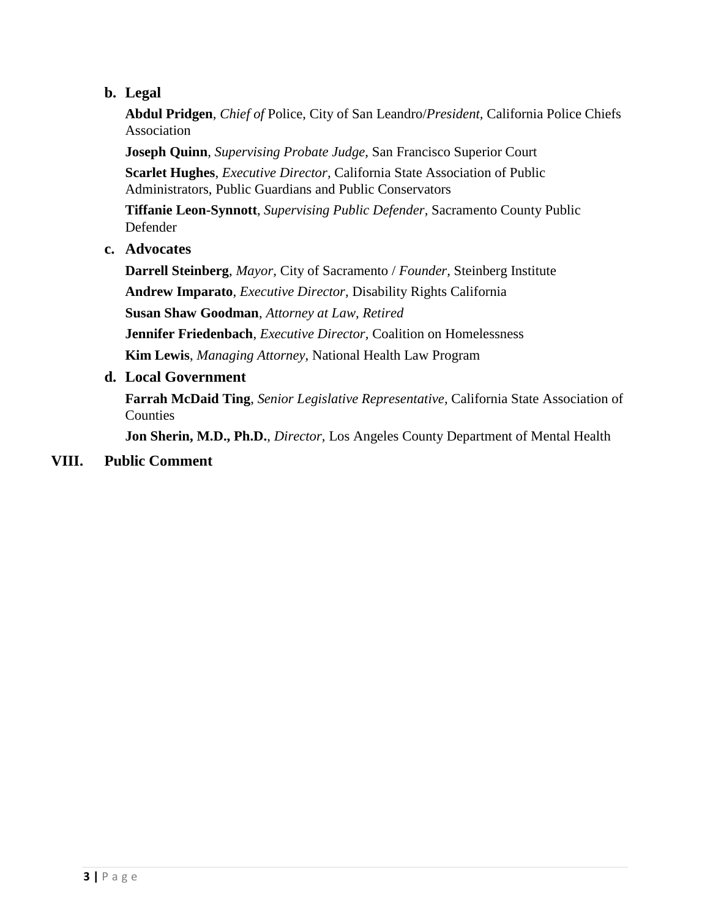**b. Legal**

**Abdul Pridgen**, *Chief of* Police, City of San Leandro/*President*, California Police Chiefs Association

**Joseph Quinn**, *Supervising Probate Judge,* San Francisco Superior Court

**Scarlet Hughes**, *Executive Director*, California State Association of Public Administrators, Public Guardians and Public Conservators

**Tiffanie Leon-Synnott**, *Supervising Public Defender,* Sacramento County Public Defender

**c. Advocates**

**Darrell Steinberg**, *Mayor,* City of Sacramento / *Founder,* Steinberg Institute

**Andrew Imparato**, *Executive Director,* Disability Rights California

**Susan Shaw Goodman**, *Attorney at Law, Retired*

**Jennifer Friedenbach**, *Executive Director,* Coalition on Homelessness

**Kim Lewis**, *Managing Attorney,* National Health Law Program

**d. Local Government**

**Farrah McDaid Ting**, *Senior Legislative Representative,* California State Association of Counties

**Jon Sherin, M.D., Ph.D.**, *Director,* Los Angeles County Department of Mental Health

## VIII. Public Comment